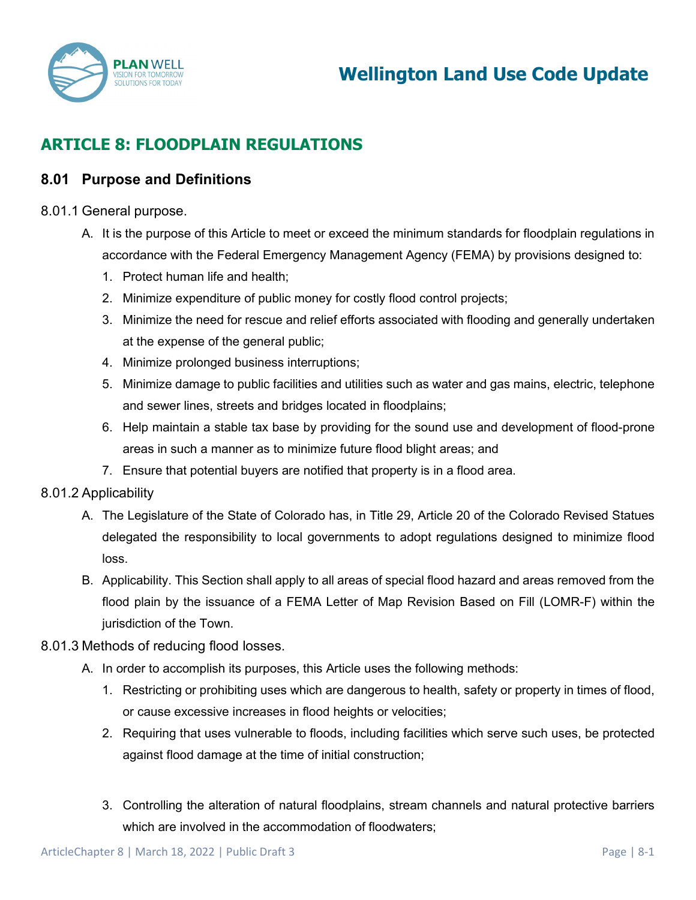# ARTICLE 8: FLOODPLAIN REGULATIONS

## 8.01 Purpose and Definitions

8.01.1 General purpose.

A. It is the purpose of this Article to meet or exceed the minimum standards for floodplain regulations in accordance with the Federal Emergency Management Agency (FEMA) by provisions designed to:

1. Protect human life and health;
2. Minimize expenditure of public money for costly flood control projects;
3. Minimize the need for rescue and relief efforts associated with flooding and generally undertaken at the expense of the general public;
4. Minimize prolonged business interruptions;
5. Minimize damage to public facilities and utilities such as water and gas mains, electric, telephone and sewer lines, streets and bridges located in floodplains;
6. Help maintain a stable tax base by providing for the sound use and development of flood-prone areas in such a manner as to minimize future flood blight areas; and
7. Ensure that potential buyers are notified that property is in a flood area.

8.01.2 Applicability

A. The Legislature of the State of Colorado has, in Title 29, Article 20 of the Colorado Revised Statues delegated the responsibility to local governments to adopt regulations designed to minimize flood loss.

B. Applicability. This Section shall apply to all areas of special flood hazard and areas removed from the flood plain by the issuance of a FEMA Letter of Map Revision Based on Fill (LOMR-F) within the jurisdiction of the Town.

8.01.3 Methods of reducing flood losses.

A. In order to accomplish its purposes, this Article uses the following methods:

1. Restricting or prohibiting uses which are dangerous to health, safety or property in times of flood, or cause excessive increases in flood heights or velocities;
2. Requiring that uses vulnerable to floods, including facilities which serve such uses, be protected against flood damage at the time of initial construction;
3. Controlling the alteration of natural floodplains, stream channels and natural protective barriers which are involved in the accommodation of floodwaters;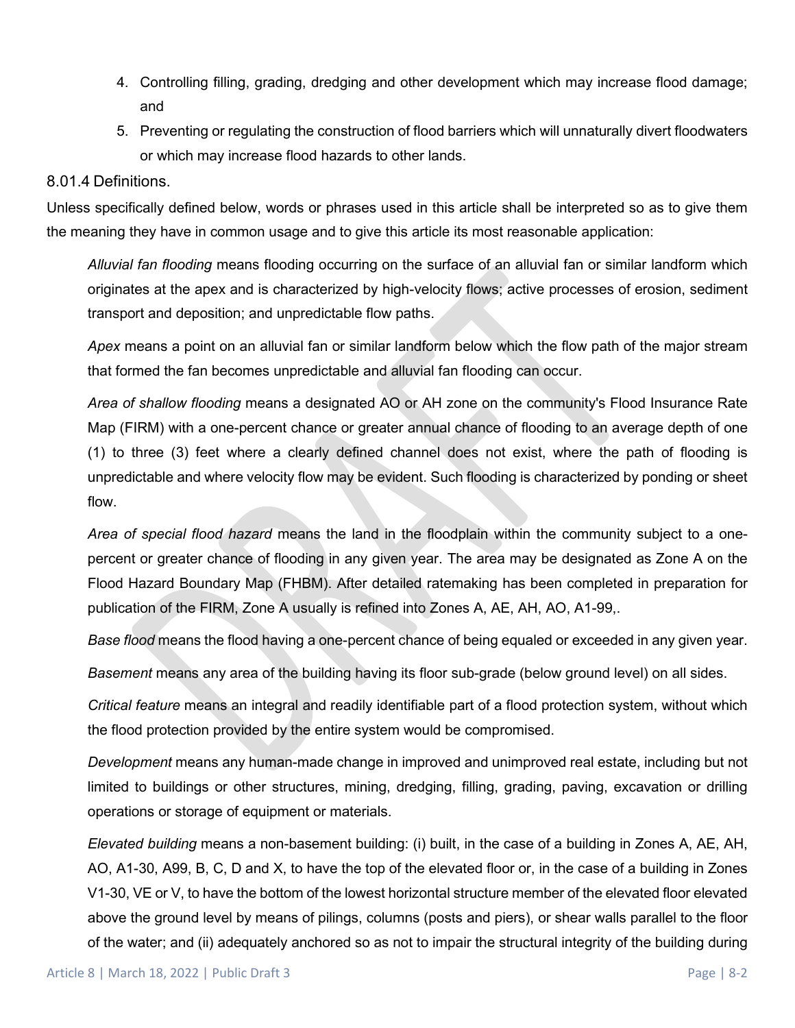4. Controlling filling, grading, dredging and other development which may increase flood damage; and
5. Preventing or regulating the construction of flood barriers which will unnaturally divert floodwaters or which may increase flood hazards to other lands.

### 8.01.4 Definitions.

Unless specifically defined below, words or phrases used in this article shall be interpreted so as to give them the meaning they have in common usage and to give this article its most reasonable application:

*Alluvial fan flooding* means flooding occurring on the surface of an alluvial fan or similar landform which originates at the apex and is characterized by high-velocity flows; active processes of erosion, sediment transport and deposition; and unpredictable flow paths.

*Apex* means a point on an alluvial fan or similar landform below which the flow path of the major stream that formed the fan becomes unpredictable and alluvial fan flooding can occur.

*Area of shallow flooding* means a designated AO or AH zone on the community's Flood Insurance Rate Map (FIRM) with a one-percent chance or greater annual chance of flooding to an average depth of one (1) to three (3) feet where a clearly defined channel does not exist, where the path of flooding is unpredictable and where velocity flow may be evident. Such flooding is characterized by ponding or sheet flow.

*Area of special flood hazard* means the land in the floodplain within the community subject to a one-percent or greater chance of flooding in any given year. The area may be designated as Zone A on the Flood Hazard Boundary Map (FHBM). After detailed ratemaking has been completed in preparation for publication of the FIRM, Zone A usually is refined into Zones A, AE, AH, AO, A1-99,.

*Base flood* means the flood having a one-percent chance of being equaled or exceeded in any given year.

*Basement* means any area of the building having its floor sub-grade (below ground level) on all sides.

*Critical feature* means an integral and readily identifiable part of a flood protection system, without which the flood protection provided by the entire system would be compromised.

*Development* means any human-made change in improved and unimproved real estate, including but not limited to buildings or other structures, mining, dredging, filling, grading, paving, excavation or drilling operations or storage of equipment or materials.

*Elevated building* means a non-basement building: (i) built, in the case of a building in Zones A, AE, AH, AO, A1-30, A99, B, C, D and X, to have the top of the elevated floor or, in the case of a building in Zones V1-30, VE or V, to have the bottom of the lowest horizontal structure member of the elevated floor elevated above the ground level by means of pilings, columns (posts and piers), or shear walls parallel to the floor of the water; and (ii) adequately anchored so as not to impair the structural integrity of the building during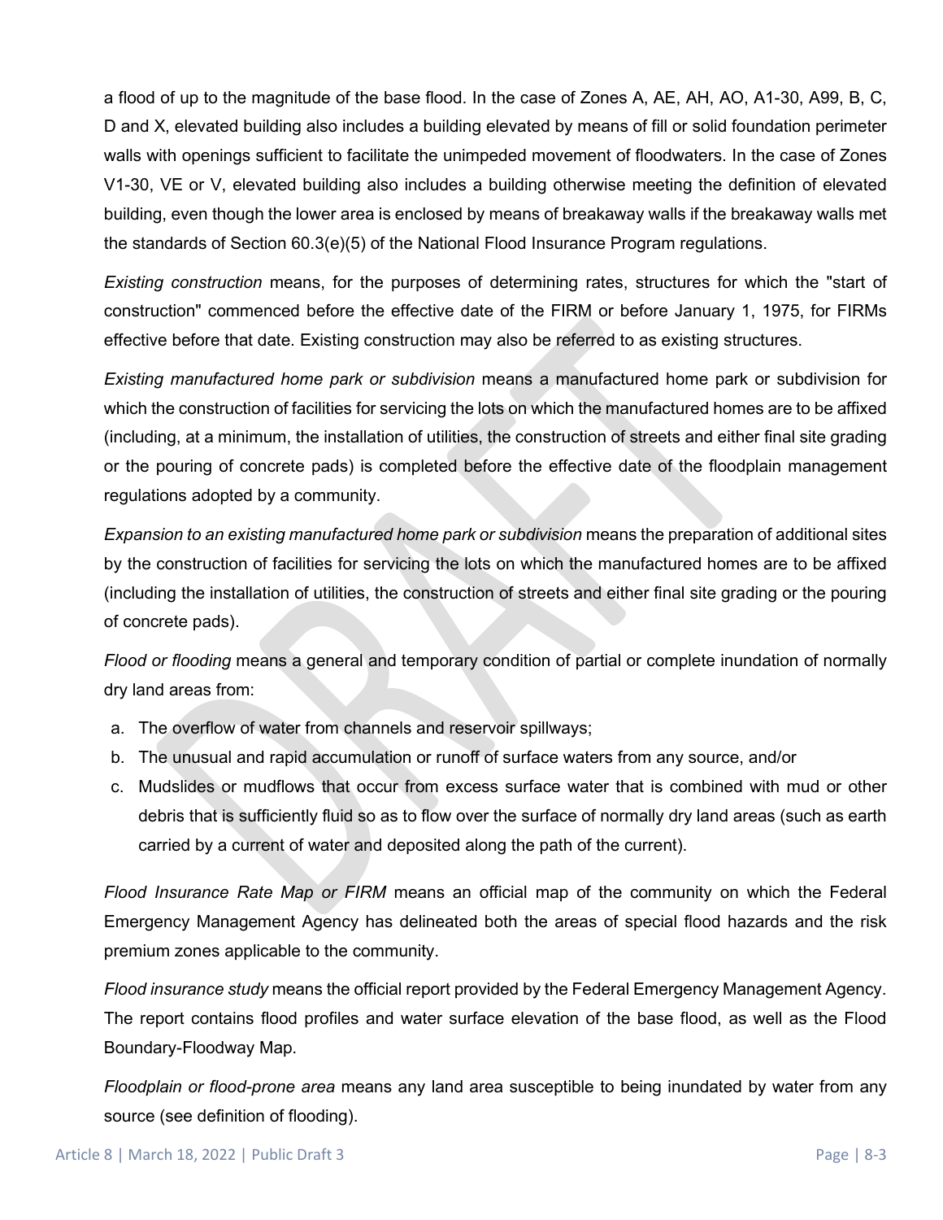a flood of up to the magnitude of the base flood. In the case of Zones A, AE, AH, AO, A1-30, A99, B, C, D and X, elevated building also includes a building elevated by means of fill or solid foundation perimeter walls with openings sufficient to facilitate the unimpeded movement of floodwaters. In the case of Zones V1-30, VE or V, elevated building also includes a building otherwise meeting the definition of elevated building, even though the lower area is enclosed by means of breakaway walls if the breakaway walls met the standards of Section 60.3(e)(5) of the National Flood Insurance Program regulations.

*Existing construction* means, for the purposes of determining rates, structures for which the "start of construction" commenced before the effective date of the FIRM or before January 1, 1975, for FIRMs effective before that date. Existing construction may also be referred to as existing structures.

*Existing manufactured home park or subdivision* means a manufactured home park or subdivision for which the construction of facilities for servicing the lots on which the manufactured homes are to be affixed (including, at a minimum, the installation of utilities, the construction of streets and either final site grading or the pouring of concrete pads) is completed before the effective date of the floodplain management regulations adopted by a community.

*Expansion to an existing manufactured home park or subdivision* means the preparation of additional sites by the construction of facilities for servicing the lots on which the manufactured homes are to be affixed (including the installation of utilities, the construction of streets and either final site grading or the pouring of concrete pads).

*Flood or flooding* means a general and temporary condition of partial or complete inundation of normally dry land areas from:

a. The overflow of water from channels and reservoir spillways;
b. The unusual and rapid accumulation or runoff of surface waters from any source, and/or
c. Mudslides or mudflows that occur from excess surface water that is combined with mud or other debris that is sufficiently fluid so as to flow over the surface of normally dry land areas (such as earth carried by a current of water and deposited along the path of the current).

*Flood Insurance Rate Map or FIRM* means an official map of the community on which the Federal Emergency Management Agency has delineated both the areas of special flood hazards and the risk premium zones applicable to the community.

*Flood insurance study* means the official report provided by the Federal Emergency Management Agency. The report contains flood profiles and water surface elevation of the base flood, as well as the Flood Boundary-Floodway Map.

*Floodplain or flood-prone area* means any land area susceptible to being inundated by water from any source (see definition of flooding).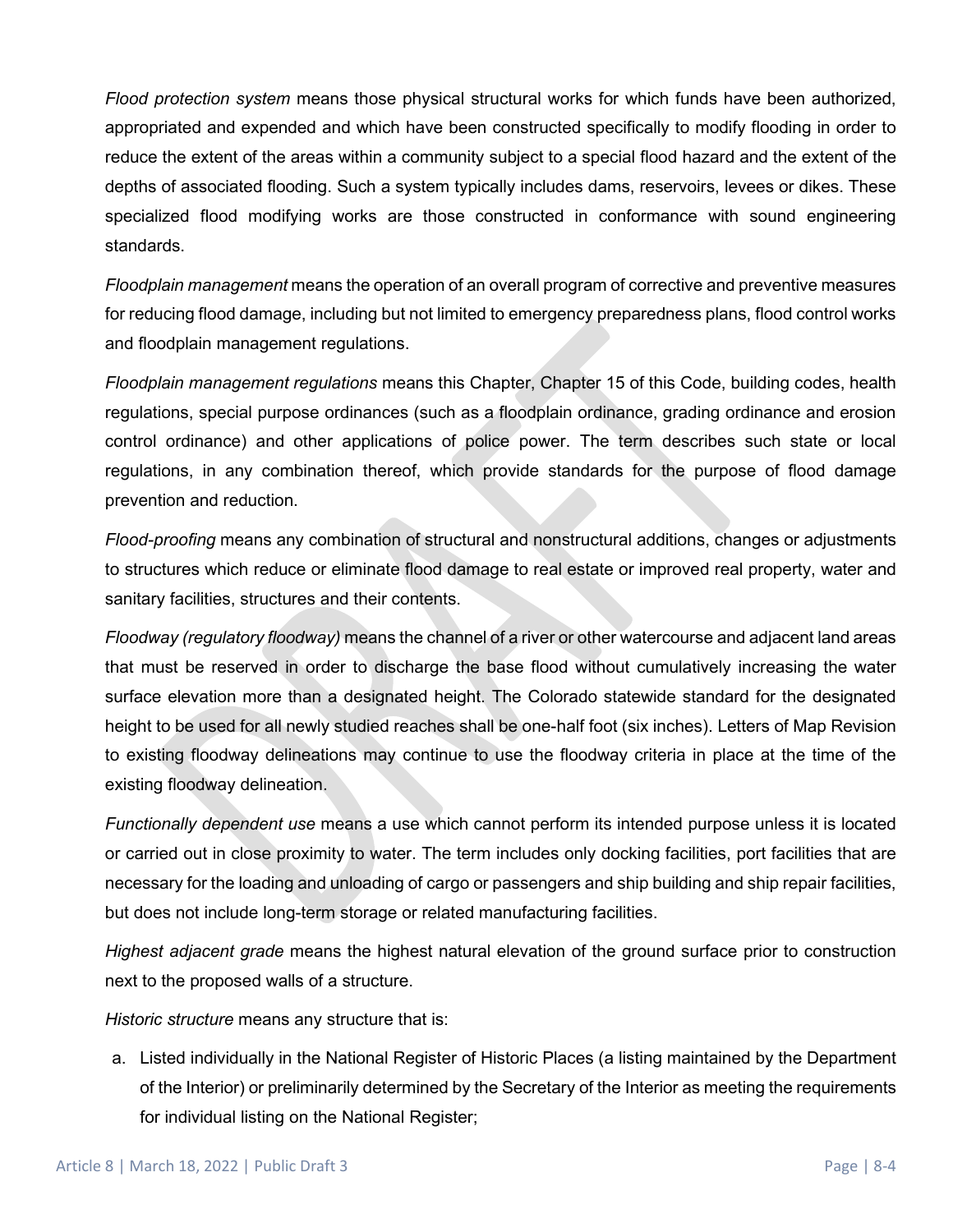*Flood protection system* means those physical structural works for which funds have been authorized, appropriated and expended and which have been constructed specifically to modify flooding in order to reduce the extent of the areas within a community subject to a special flood hazard and the extent of the depths of associated flooding. Such a system typically includes dams, reservoirs, levees or dikes. These specialized flood modifying works are those constructed in conformance with sound engineering standards.

*Floodplain management* means the operation of an overall program of corrective and preventive measures for reducing flood damage, including but not limited to emergency preparedness plans, flood control works and floodplain management regulations.

*Floodplain management regulations* means this Chapter, Chapter 15 of this Code, building codes, health regulations, special purpose ordinances (such as a floodplain ordinance, grading ordinance and erosion control ordinance) and other applications of police power. The term describes such state or local regulations, in any combination thereof, which provide standards for the purpose of flood damage prevention and reduction.

*Flood-proofing* means any combination of structural and nonstructural additions, changes or adjustments to structures which reduce or eliminate flood damage to real estate or improved real property, water and sanitary facilities, structures and their contents.

*Floodway (regulatory floodway)* means the channel of a river or other watercourse and adjacent land areas that must be reserved in order to discharge the base flood without cumulatively increasing the water surface elevation more than a designated height. The Colorado statewide standard for the designated height to be used for all newly studied reaches shall be one-half foot (six inches). Letters of Map Revision to existing floodway delineations may continue to use the floodway criteria in place at the time of the existing floodway delineation.

*Functionally dependent use* means a use which cannot perform its intended purpose unless it is located or carried out in close proximity to water. The term includes only docking facilities, port facilities that are necessary for the loading and unloading of cargo or passengers and ship building and ship repair facilities, but does not include long-term storage or related manufacturing facilities.

*Highest adjacent grade* means the highest natural elevation of the ground surface prior to construction next to the proposed walls of a structure.

*Historic structure* means any structure that is:

a. Listed individually in the National Register of Historic Places (a listing maintained by the Department of the Interior) or preliminarily determined by the Secretary of the Interior as meeting the requirements for individual listing on the National Register;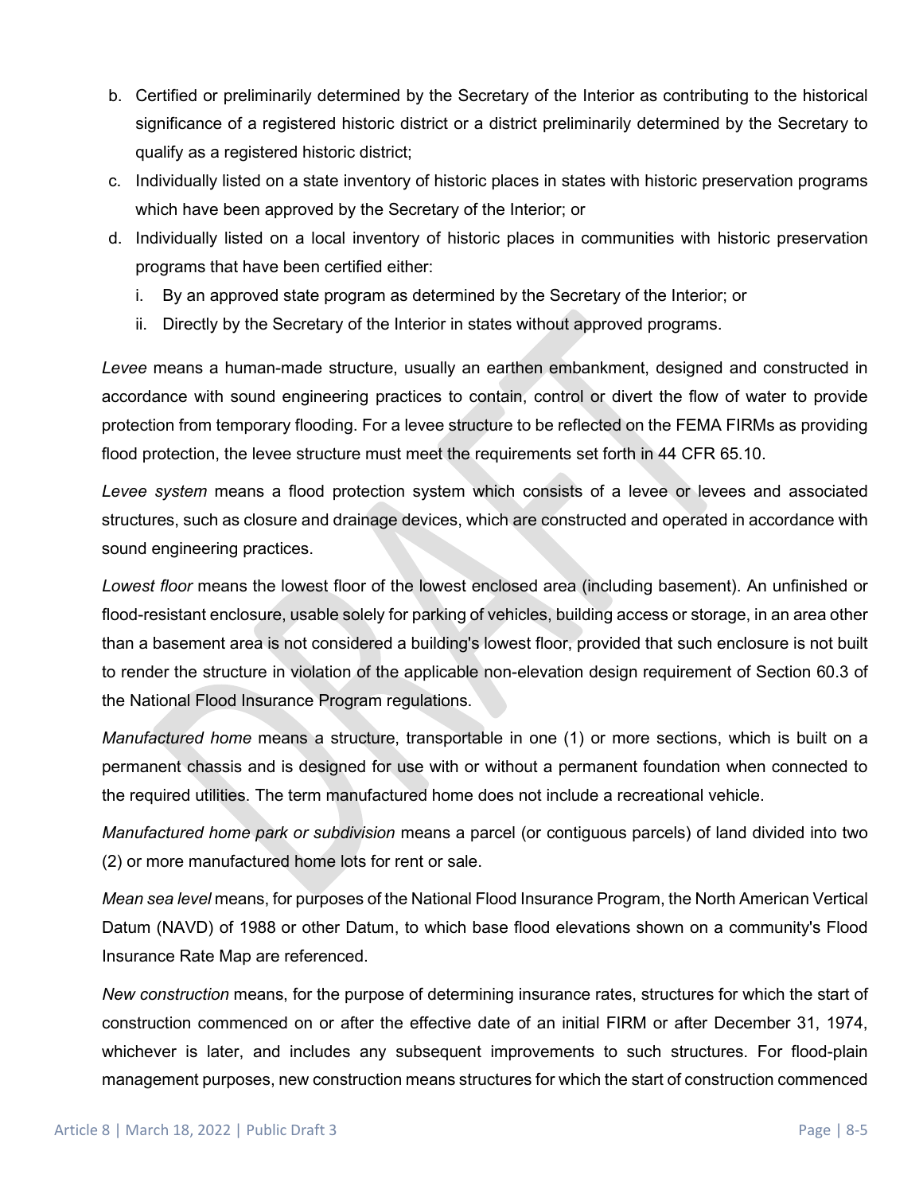b. Certified or preliminarily determined by the Secretary of the Interior as contributing to the historical significance of a registered historic district or a district preliminarily determined by the Secretary to qualify as a registered historic district;
c. Individually listed on a state inventory of historic places in states with historic preservation programs which have been approved by the Secretary of the Interior; or
d. Individually listed on a local inventory of historic places in communities with historic preservation programs that have been certified either:
   i. By an approved state program as determined by the Secretary of the Interior; or
   ii. Directly by the Secretary of the Interior in states without approved programs.

*Levee* means a human-made structure, usually an earthen embankment, designed and constructed in accordance with sound engineering practices to contain, control or divert the flow of water to provide protection from temporary flooding. For a levee structure to be reflected on the FEMA FIRMs as providing flood protection, the levee structure must meet the requirements set forth in 44 CFR 65.10.

*Levee system* means a flood protection system which consists of a levee or levees and associated structures, such as closure and drainage devices, which are constructed and operated in accordance with sound engineering practices.

*Lowest floor* means the lowest floor of the lowest enclosed area (including basement). An unfinished or flood-resistant enclosure, usable solely for parking of vehicles, building access or storage, in an area other than a basement area is not considered a building's lowest floor, provided that such enclosure is not built to render the structure in violation of the applicable non-elevation design requirement of Section 60.3 of the National Flood Insurance Program regulations.

*Manufactured home* means a structure, transportable in one (1) or more sections, which is built on a permanent chassis and is designed for use with or without a permanent foundation when connected to the required utilities. The term manufactured home does not include a recreational vehicle.

*Manufactured home park or subdivision* means a parcel (or contiguous parcels) of land divided into two (2) or more manufactured home lots for rent or sale.

*Mean sea level* means, for purposes of the National Flood Insurance Program, the North American Vertical Datum (NAVD) of 1988 or other Datum, to which base flood elevations shown on a community's Flood Insurance Rate Map are referenced.

*New construction* means, for the purpose of determining insurance rates, structures for which the start of construction commenced on or after the effective date of an initial FIRM or after December 31, 1974, whichever is later, and includes any subsequent improvements to such structures. For flood-plain management purposes, new construction means structures for which the start of construction commenced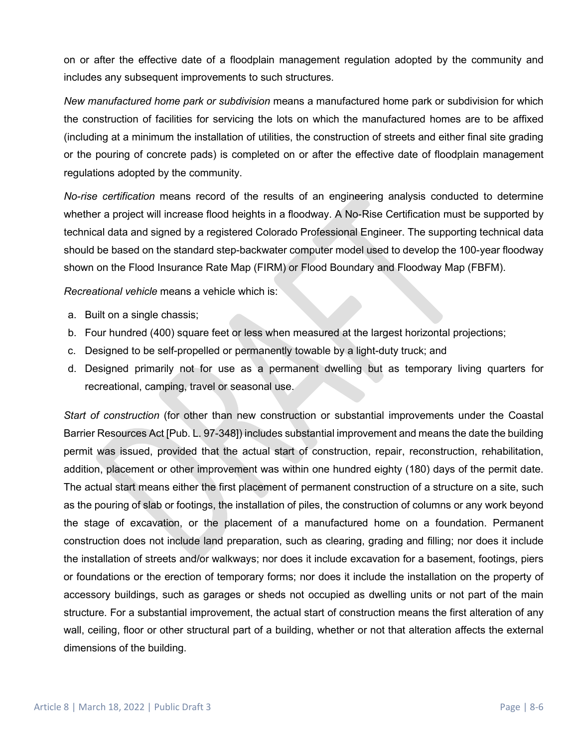on or after the effective date of a floodplain management regulation adopted by the community and includes any subsequent improvements to such structures.

*New manufactured home park or subdivision* means a manufactured home park or subdivision for which the construction of facilities for servicing the lots on which the manufactured homes are to be affixed (including at a minimum the installation of utilities, the construction of streets and either final site grading or the pouring of concrete pads) is completed on or after the effective date of floodplain management regulations adopted by the community.

*No-rise certification* means record of the results of an engineering analysis conducted to determine whether a project will increase flood heights in a floodway. A No-Rise Certification must be supported by technical data and signed by a registered Colorado Professional Engineer. The supporting technical data should be based on the standard step-backwater computer model used to develop the 100-year floodway shown on the Flood Insurance Rate Map (FIRM) or Flood Boundary and Floodway Map (FBFM).

*Recreational vehicle* means a vehicle which is:

a. Built on a single chassis;
b. Four hundred (400) square feet or less when measured at the largest horizontal projections;
c. Designed to be self-propelled or permanently towable by a light-duty truck; and
d. Designed primarily not for use as a permanent dwelling but as temporary living quarters for recreational, camping, travel or seasonal use.

*Start of construction* (for other than new construction or substantial improvements under the Coastal Barrier Resources Act [Pub. L. 97-348]) includes substantial improvement and means the date the building permit was issued, provided that the actual start of construction, repair, reconstruction, rehabilitation, addition, placement or other improvement was within one hundred eighty (180) days of the permit date. The actual start means either the first placement of permanent construction of a structure on a site, such as the pouring of slab or footings, the installation of piles, the construction of columns or any work beyond the stage of excavation, or the placement of a manufactured home on a foundation. Permanent construction does not include land preparation, such as clearing, grading and filling; nor does it include the installation of streets and/or walkways; nor does it include excavation for a basement, footings, piers or foundations or the erection of temporary forms; nor does it include the installation on the property of accessory buildings, such as garages or sheds not occupied as dwelling units or not part of the main structure. For a substantial improvement, the actual start of construction means the first alteration of any wall, ceiling, floor or other structural part of a building, whether or not that alteration affects the external dimensions of the building.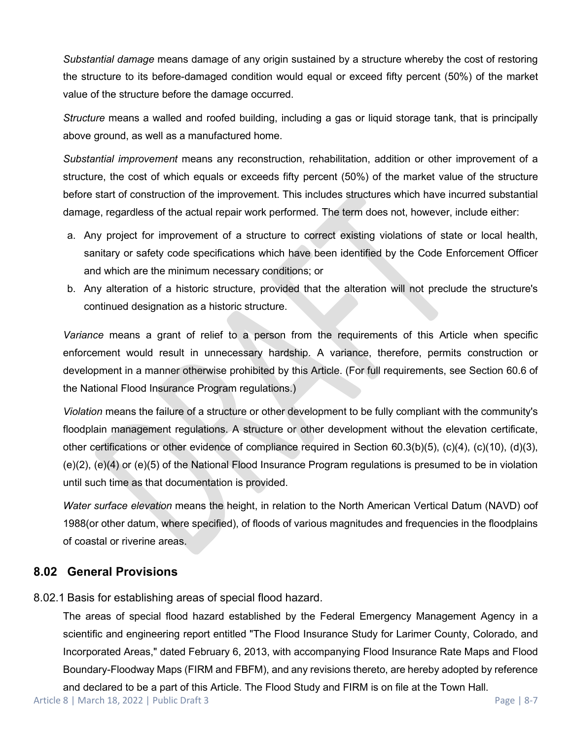*Substantial damage* means damage of any origin sustained by a structure whereby the cost of restoring the structure to its before-damaged condition would equal or exceed fifty percent (50%) of the market value of the structure before the damage occurred.

*Structure* means a walled and roofed building, including a gas or liquid storage tank, that is principally above ground, as well as a manufactured home.

*Substantial improvement* means any reconstruction, rehabilitation, addition or other improvement of a structure, the cost of which equals or exceeds fifty percent (50%) of the market value of the structure before start of construction of the improvement. This includes structures which have incurred substantial damage, regardless of the actual repair work performed. The term does not, however, include either:

a. Any project for improvement of a structure to correct existing violations of state or local health, sanitary or safety code specifications which have been identified by the Code Enforcement Officer and which are the minimum necessary conditions; or
b. Any alteration of a historic structure, provided that the alteration will not preclude the structure's continued designation as a historic structure.

*Variance* means a grant of relief to a person from the requirements of this Article when specific enforcement would result in unnecessary hardship. A variance, therefore, permits construction or development in a manner otherwise prohibited by this Article. (For full requirements, see Section 60.6 of the National Flood Insurance Program regulations.)

*Violation* means the failure of a structure or other development to be fully compliant with the community's floodplain management regulations. A structure or other development without the elevation certificate, other certifications or other evidence of compliance required in Section 60.3(b)(5), (c)(4), (c)(10), (d)(3), (e)(2), (e)(4) or (e)(5) of the National Flood Insurance Program regulations is presumed to be in violation until such time as that documentation is provided.

*Water surface elevation* means the height, in relation to the North American Vertical Datum (NAVD) oof 1988(or other datum, where specified), of floods of various magnitudes and frequencies in the floodplains of coastal or riverine areas.

## 8.02 General Provisions

8.02.1 Basis for establishing areas of special flood hazard.

The areas of special flood hazard established by the Federal Emergency Management Agency in a scientific and engineering report entitled "The Flood Insurance Study for Larimer County, Colorado, and Incorporated Areas," dated February 6, 2013, with accompanying Flood Insurance Rate Maps and Flood Boundary-Floodway Maps (FIRM and FBFM), and any revisions thereto, are hereby adopted by reference and declared to be a part of this Article. The Flood Study and FIRM is on file at the Town Hall.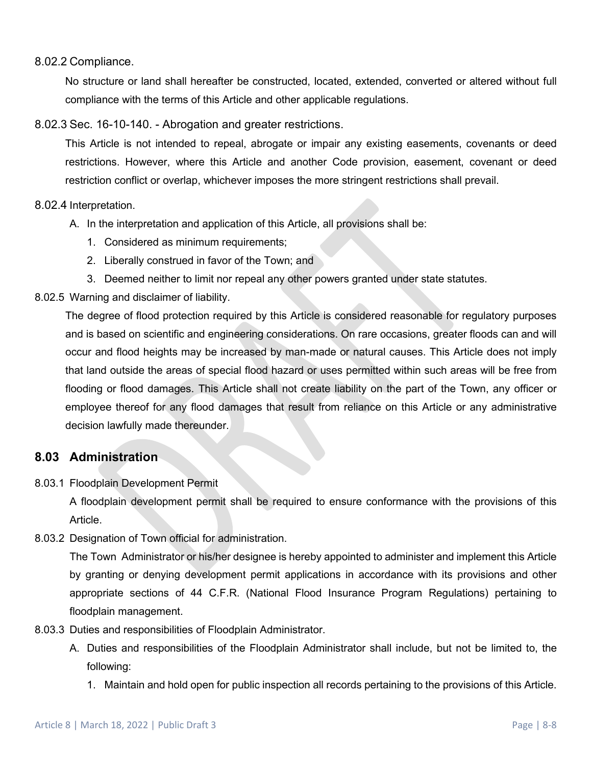8.02.2 Compliance.

No structure or land shall hereafter be constructed, located, extended, converted or altered without full compliance with the terms of this Article and other applicable regulations.

8.02.3 Sec. 16-10-140. - Abrogation and greater restrictions.

This Article is not intended to repeal, abrogate or impair any existing easements, covenants or deed restrictions. However, where this Article and another Code provision, easement, covenant or deed restriction conflict or overlap, whichever imposes the more stringent restrictions shall prevail.

8.02.4 Interpretation.

A. In the interpretation and application of this Article, all provisions shall be:
   1. Considered as minimum requirements;
   2. Liberally construed in favor of the Town; and
   3. Deemed neither to limit nor repeal any other powers granted under state statutes.

8.02.5 Warning and disclaimer of liability.

The degree of flood protection required by this Article is considered reasonable for regulatory purposes and is based on scientific and engineering considerations. On rare occasions, greater floods can and will occur and flood heights may be increased by man-made or natural causes. This Article does not imply that land outside the areas of special flood hazard or uses permitted within such areas will be free from flooding or flood damages. This Article shall not create liability on the part of the Town, any officer or employee thereof for any flood damages that result from reliance on this Article or any administrative decision lawfully made thereunder.

## 8.03 Administration

8.03.1 Floodplain Development Permit

A floodplain development permit shall be required to ensure conformance with the provisions of this Article.

8.03.2 Designation of Town official for administration.

The Town Administrator or his/her designee is hereby appointed to administer and implement this Article by granting or denying development permit applications in accordance with its provisions and other appropriate sections of 44 C.F.R. (National Flood Insurance Program Regulations) pertaining to floodplain management.

8.03.3 Duties and responsibilities of Floodplain Administrator.

A. Duties and responsibilities of the Floodplain Administrator shall include, but not be limited to, the following:
   1. Maintain and hold open for public inspection all records pertaining to the provisions of this Article.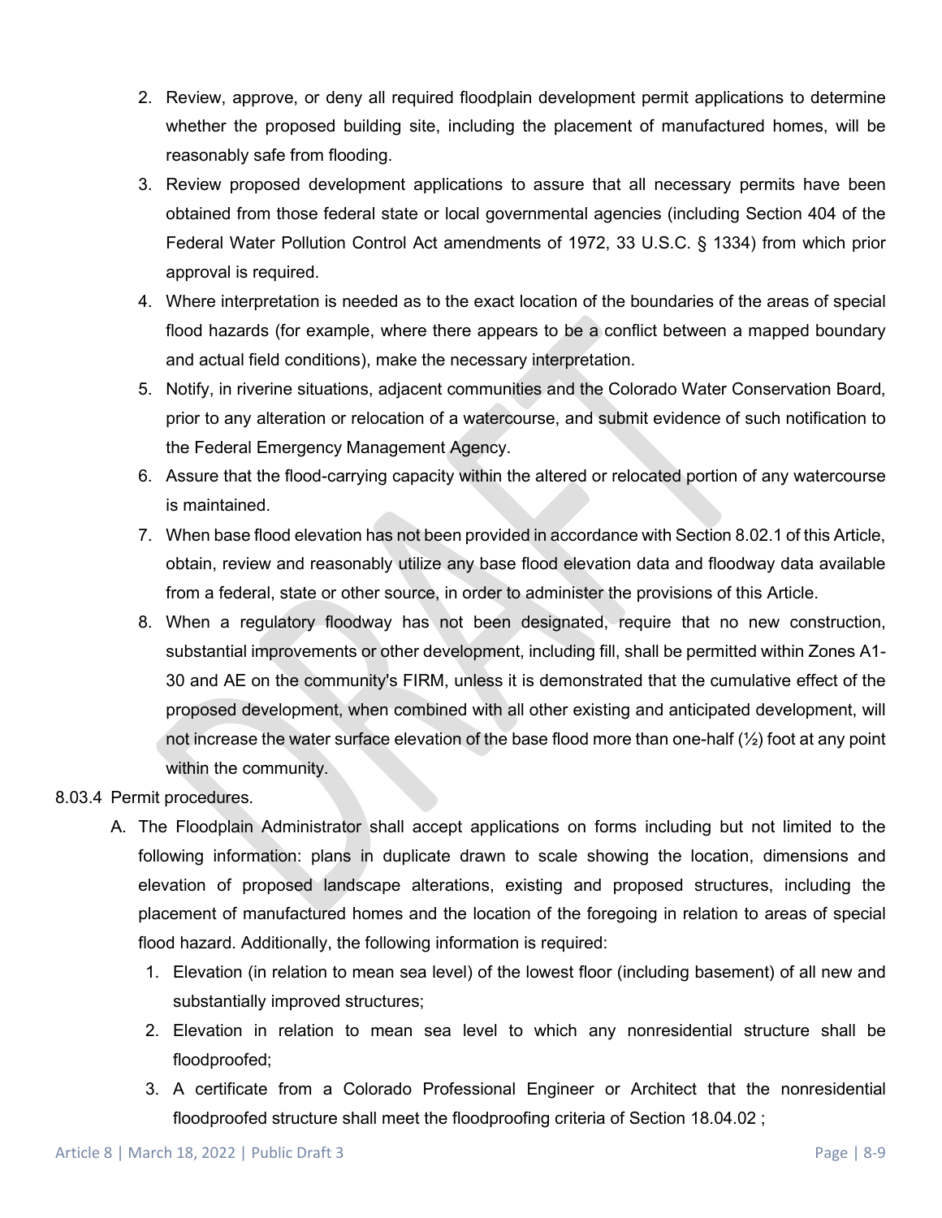2. Review, approve, or deny all required floodplain development permit applications to determine whether the proposed building site, including the placement of manufactured homes, will be reasonably safe from flooding.
3. Review proposed development applications to assure that all necessary permits have been obtained from those federal state or local governmental agencies (including Section 404 of the Federal Water Pollution Control Act amendments of 1972, 33 U.S.C. § 1334) from which prior approval is required.
4. Where interpretation is needed as to the exact location of the boundaries of the areas of special flood hazards (for example, where there appears to be a conflict between a mapped boundary and actual field conditions), make the necessary interpretation.
5. Notify, in riverine situations, adjacent communities and the Colorado Water Conservation Board, prior to any alteration or relocation of a watercourse, and submit evidence of such notification to the Federal Emergency Management Agency.
6. Assure that the flood-carrying capacity within the altered or relocated portion of any watercourse is maintained.
7. When base flood elevation has not been provided in accordance with Section 8.02.1 of this Article, obtain, review and reasonably utilize any base flood elevation data and floodway data available from a federal, state or other source, in order to administer the provisions of this Article.
8. When a regulatory floodway has not been designated, require that no new construction, substantial improvements or other development, including fill, shall be permitted within Zones A1-30 and AE on the community's FIRM, unless it is demonstrated that the cumulative effect of the proposed development, when combined with all other existing and anticipated development, will not increase the water surface elevation of the base flood more than one-half (½) foot at any point within the community.

8.03.4 Permit procedures.

A. The Floodplain Administrator shall accept applications on forms including but not limited to the following information: plans in duplicate drawn to scale showing the location, dimensions and elevation of proposed landscape alterations, existing and proposed structures, including the placement of manufactured homes and the location of the foregoing in relation to areas of special flood hazard. Additionally, the following information is required:
   1. Elevation (in relation to mean sea level) of the lowest floor (including basement) of all new and substantially improved structures;
   2. Elevation in relation to mean sea level to which any nonresidential structure shall be floodproofed;
   3. A certificate from a Colorado Professional Engineer or Architect that the nonresidential floodproofed structure shall meet the floodproofing criteria of Section 18.04.02 ;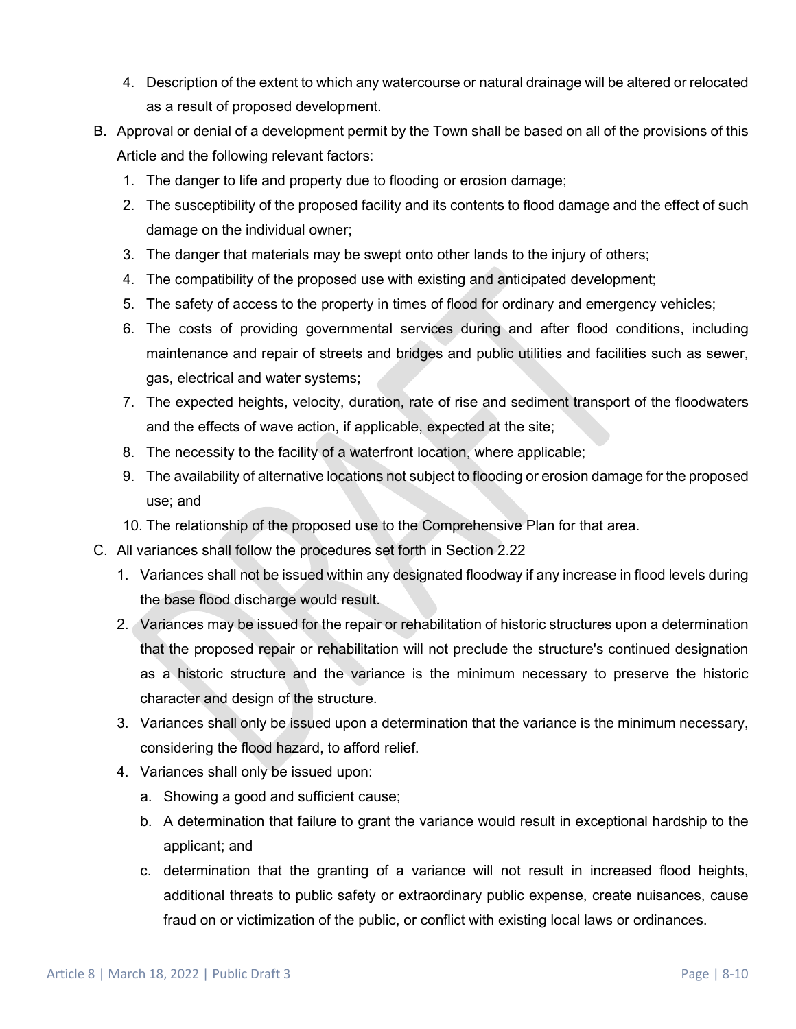4. Description of the extent to which any watercourse or natural drainage will be altered or relocated as a result of proposed development.

B. Approval or denial of a development permit by the Town shall be based on all of the provisions of this Article and the following relevant factors:
   1. The danger to life and property due to flooding or erosion damage;
   2. The susceptibility of the proposed facility and its contents to flood damage and the effect of such damage on the individual owner;
   3. The danger that materials may be swept onto other lands to the injury of others;
   4. The compatibility of the proposed use with existing and anticipated development;
   5. The safety of access to the property in times of flood for ordinary and emergency vehicles;
   6. The costs of providing governmental services during and after flood conditions, including maintenance and repair of streets and bridges and public utilities and facilities such as sewer, gas, electrical and water systems;
   7. The expected heights, velocity, duration, rate of rise and sediment transport of the floodwaters and the effects of wave action, if applicable, expected at the site;
   8. The necessity to the facility of a waterfront location, where applicable;
   9. The availability of alternative locations not subject to flooding or erosion damage for the proposed use; and
   10. The relationship of the proposed use to the Comprehensive Plan for that area.

C. All variances shall follow the procedures set forth in Section 2.22
   1. Variances shall not be issued within any designated floodway if any increase in flood levels during the base flood discharge would result.
   2. Variances may be issued for the repair or rehabilitation of historic structures upon a determination that the proposed repair or rehabilitation will not preclude the structure's continued designation as a historic structure and the variance is the minimum necessary to preserve the historic character and design of the structure.
   3. Variances shall only be issued upon a determination that the variance is the minimum necessary, considering the flood hazard, to afford relief.
   4. Variances shall only be issued upon:
      a. Showing a good and sufficient cause;
      b. A determination that failure to grant the variance would result in exceptional hardship to the applicant; and
      c. determination that the granting of a variance will not result in increased flood heights, additional threats to public safety or extraordinary public expense, create nuisances, cause fraud on or victimization of the public, or conflict with existing local laws or ordinances.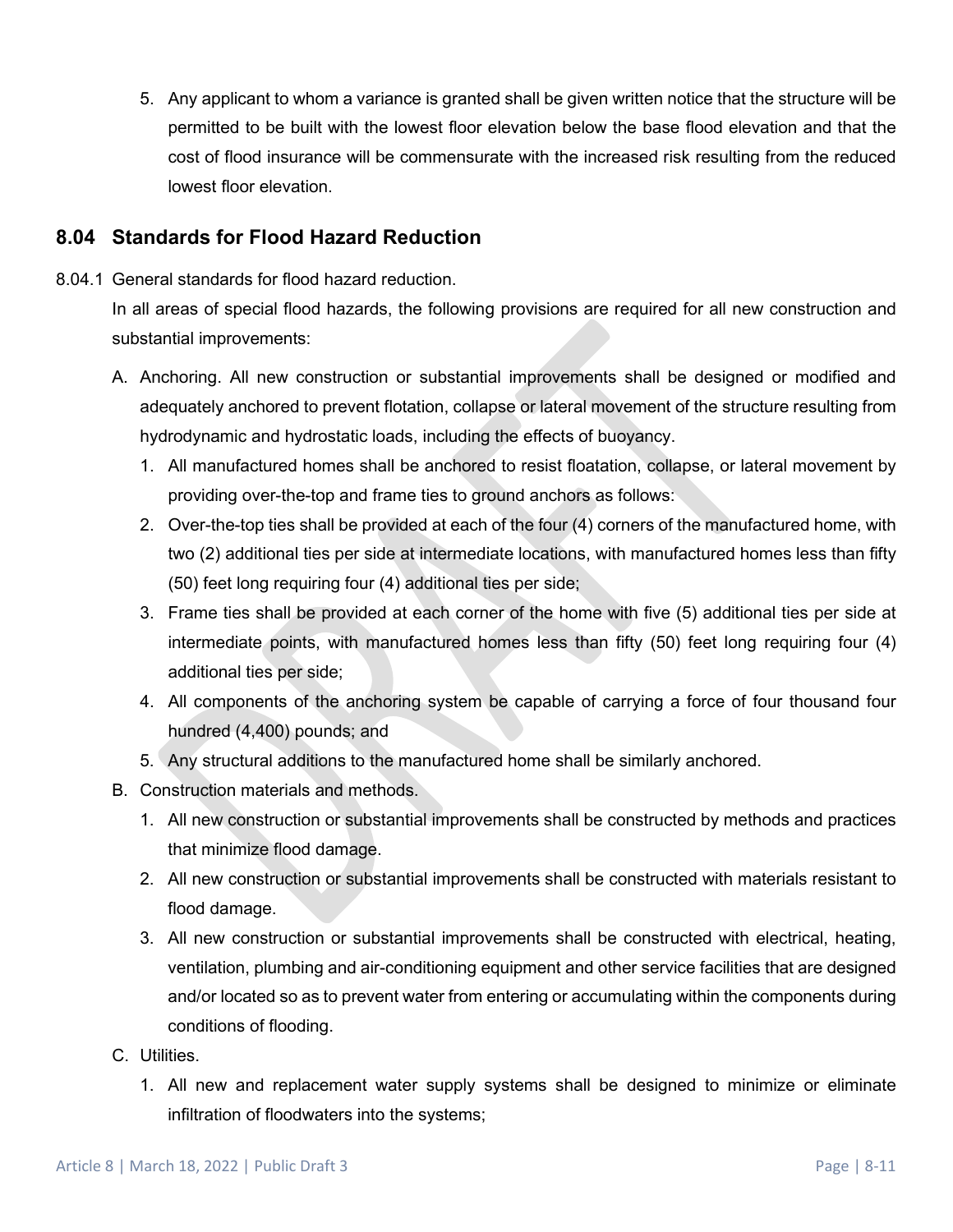5. Any applicant to whom a variance is granted shall be given written notice that the structure will be permitted to be built with the lowest floor elevation below the base flood elevation and that the cost of flood insurance will be commensurate with the increased risk resulting from the reduced lowest floor elevation.

## 8.04 Standards for Flood Hazard Reduction

8.04.1 General standards for flood hazard reduction.

In all areas of special flood hazards, the following provisions are required for all new construction and substantial improvements:

A. Anchoring. All new construction or substantial improvements shall be designed or modified and adequately anchored to prevent flotation, collapse or lateral movement of the structure resulting from hydrodynamic and hydrostatic loads, including the effects of buoyancy.

1. All manufactured homes shall be anchored to resist floatation, collapse, or lateral movement by providing over-the-top and frame ties to ground anchors as follows:
2. Over-the-top ties shall be provided at each of the four (4) corners of the manufactured home, with two (2) additional ties per side at intermediate locations, with manufactured homes less than fifty (50) feet long requiring four (4) additional ties per side;
3. Frame ties shall be provided at each corner of the home with five (5) additional ties per side at intermediate points, with manufactured homes less than fifty (50) feet long requiring four (4) additional ties per side;
4. All components of the anchoring system be capable of carrying a force of four thousand four hundred (4,400) pounds; and
5. Any structural additions to the manufactured home shall be similarly anchored.

B. Construction materials and methods.

1. All new construction or substantial improvements shall be constructed by methods and practices that minimize flood damage.
2. All new construction or substantial improvements shall be constructed with materials resistant to flood damage.
3. All new construction or substantial improvements shall be constructed with electrical, heating, ventilation, plumbing and air-conditioning equipment and other service facilities that are designed and/or located so as to prevent water from entering or accumulating within the components during conditions of flooding.

C. Utilities.

1. All new and replacement water supply systems shall be designed to minimize or eliminate infiltration of floodwaters into the systems;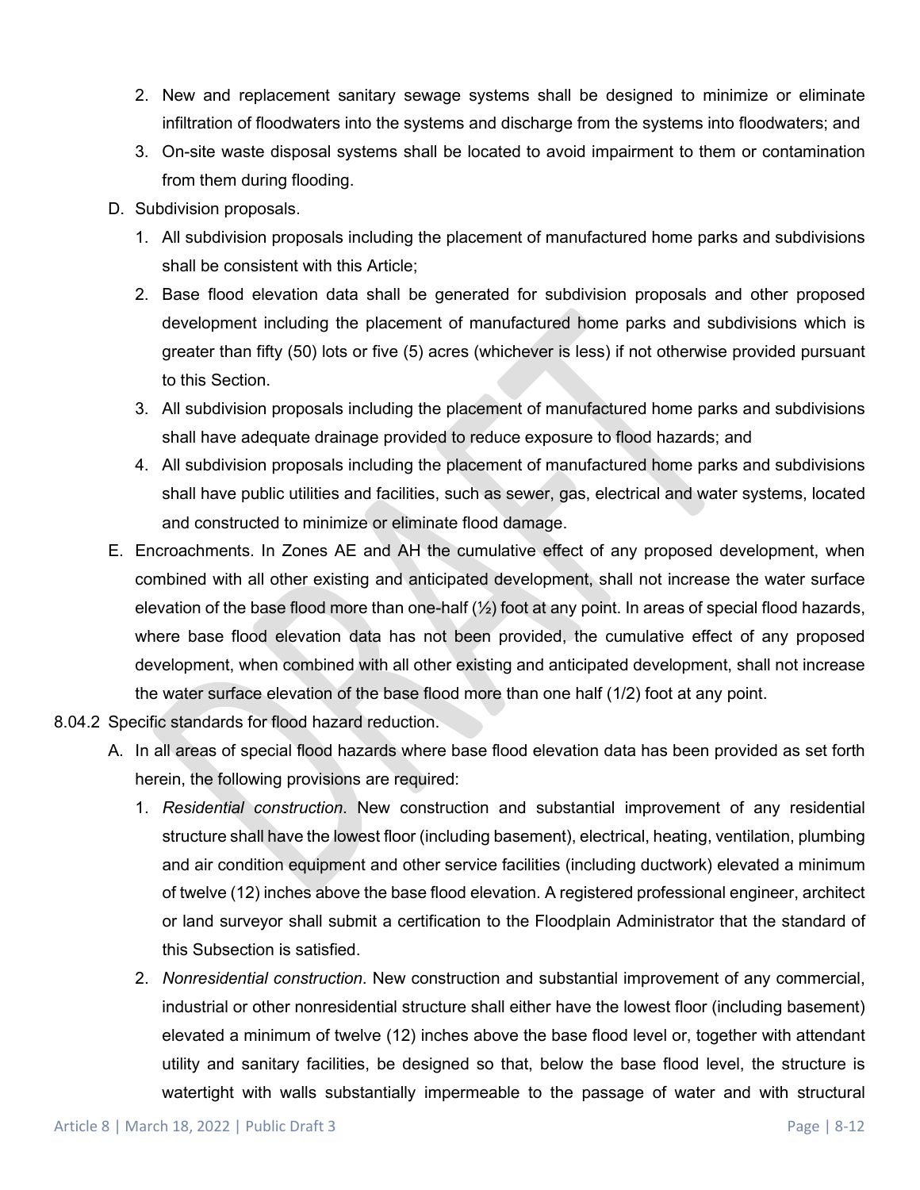2. New and replacement sanitary sewage systems shall be designed to minimize or eliminate infiltration of floodwaters into the systems and discharge from the systems into floodwaters; and
3. On-site waste disposal systems shall be located to avoid impairment to them or contamination from them during flooding.

D. Subdivision proposals.

1. All subdivision proposals including the placement of manufactured home parks and subdivisions shall be consistent with this Article;
2. Base flood elevation data shall be generated for subdivision proposals and other proposed development including the placement of manufactured home parks and subdivisions which is greater than fifty (50) lots or five (5) acres (whichever is less) if not otherwise provided pursuant to this Section.
3. All subdivision proposals including the placement of manufactured home parks and subdivisions shall have adequate drainage provided to reduce exposure to flood hazards; and
4. All subdivision proposals including the placement of manufactured home parks and subdivisions shall have public utilities and facilities, such as sewer, gas, electrical and water systems, located and constructed to minimize or eliminate flood damage.

E. Encroachments. In Zones AE and AH the cumulative effect of any proposed development, when combined with all other existing and anticipated development, shall not increase the water surface elevation of the base flood more than one-half (½) foot at any point. In areas of special flood hazards, where base flood elevation data has not been provided, the cumulative effect of any proposed development, when combined with all other existing and anticipated development, shall not increase the water surface elevation of the base flood more than one half (1/2) foot at any point.

8.04.2 Specific standards for flood hazard reduction.

A. In all areas of special flood hazards where base flood elevation data has been provided as set forth herein, the following provisions are required:

1. *Residential construction.* New construction and substantial improvement of any residential structure shall have the lowest floor (including basement), electrical, heating, ventilation, plumbing and air condition equipment and other service facilities (including ductwork) elevated a minimum of twelve (12) inches above the base flood elevation. A registered professional engineer, architect or land surveyor shall submit a certification to the Floodplain Administrator that the standard of this Subsection is satisfied.
2. *Nonresidential construction*. New construction and substantial improvement of any commercial, industrial or other nonresidential structure shall either have the lowest floor (including basement) elevated a minimum of twelve (12) inches above the base flood level or, together with attendant utility and sanitary facilities, be designed so that, below the base flood level, the structure is watertight with walls substantially impermeable to the passage of water and with structural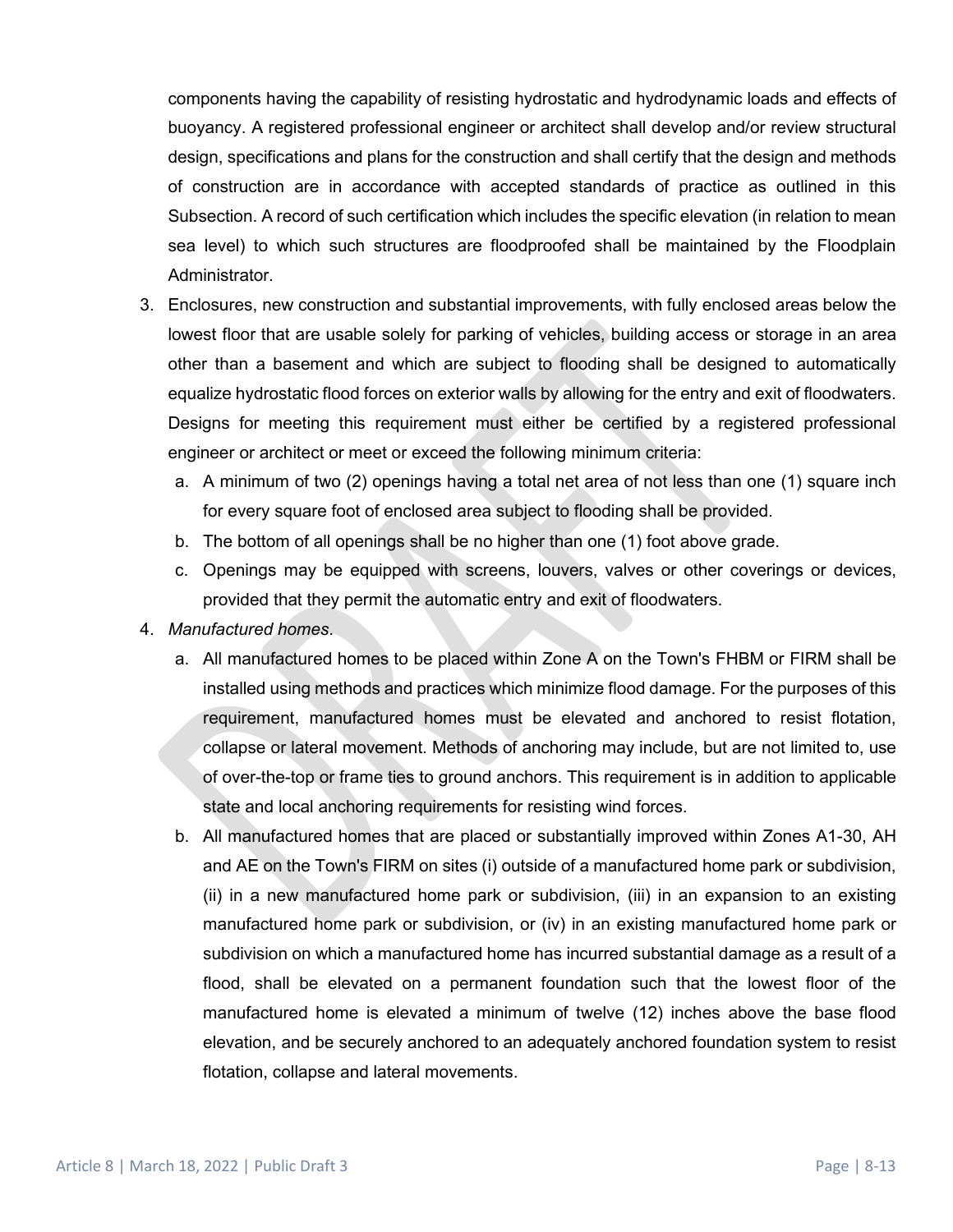components having the capability of resisting hydrostatic and hydrodynamic loads and effects of buoyancy. A registered professional engineer or architect shall develop and/or review structural design, specifications and plans for the construction and shall certify that the design and methods of construction are in accordance with accepted standards of practice as outlined in this Subsection. A record of such certification which includes the specific elevation (in relation to mean sea level) to which such structures are floodproofed shall be maintained by the Floodplain Administrator.

3. Enclosures, new construction and substantial improvements, with fully enclosed areas below the lowest floor that are usable solely for parking of vehicles, building access or storage in an area other than a basement and which are subject to flooding shall be designed to automatically equalize hydrostatic flood forces on exterior walls by allowing for the entry and exit of floodwaters. Designs for meeting this requirement must either be certified by a registered professional engineer or architect or meet or exceed the following minimum criteria:
   a. A minimum of two (2) openings having a total net area of not less than one (1) square inch for every square foot of enclosed area subject to flooding shall be provided.
   b. The bottom of all openings shall be no higher than one (1) foot above grade.
   c. Openings may be equipped with screens, louvers, valves or other coverings or devices, provided that they permit the automatic entry and exit of floodwaters.
4. *Manufactured homes*.
   a. All manufactured homes to be placed within Zone A on the Town's FHBM or FIRM shall be installed using methods and practices which minimize flood damage. For the purposes of this requirement, manufactured homes must be elevated and anchored to resist flotation, collapse or lateral movement. Methods of anchoring may include, but are not limited to, use of over-the-top or frame ties to ground anchors. This requirement is in addition to applicable state and local anchoring requirements for resisting wind forces.
   b. All manufactured homes that are placed or substantially improved within Zones A1-30, AH and AE on the Town's FIRM on sites (i) outside of a manufactured home park or subdivision, (ii) in a new manufactured home park or subdivision, (iii) in an expansion to an existing manufactured home park or subdivision, or (iv) in an existing manufactured home park or subdivision on which a manufactured home has incurred substantial damage as a result of a flood, shall be elevated on a permanent foundation such that the lowest floor of the manufactured home is elevated a minimum of twelve (12) inches above the base flood elevation, and be securely anchored to an adequately anchored foundation system to resist flotation, collapse and lateral movements.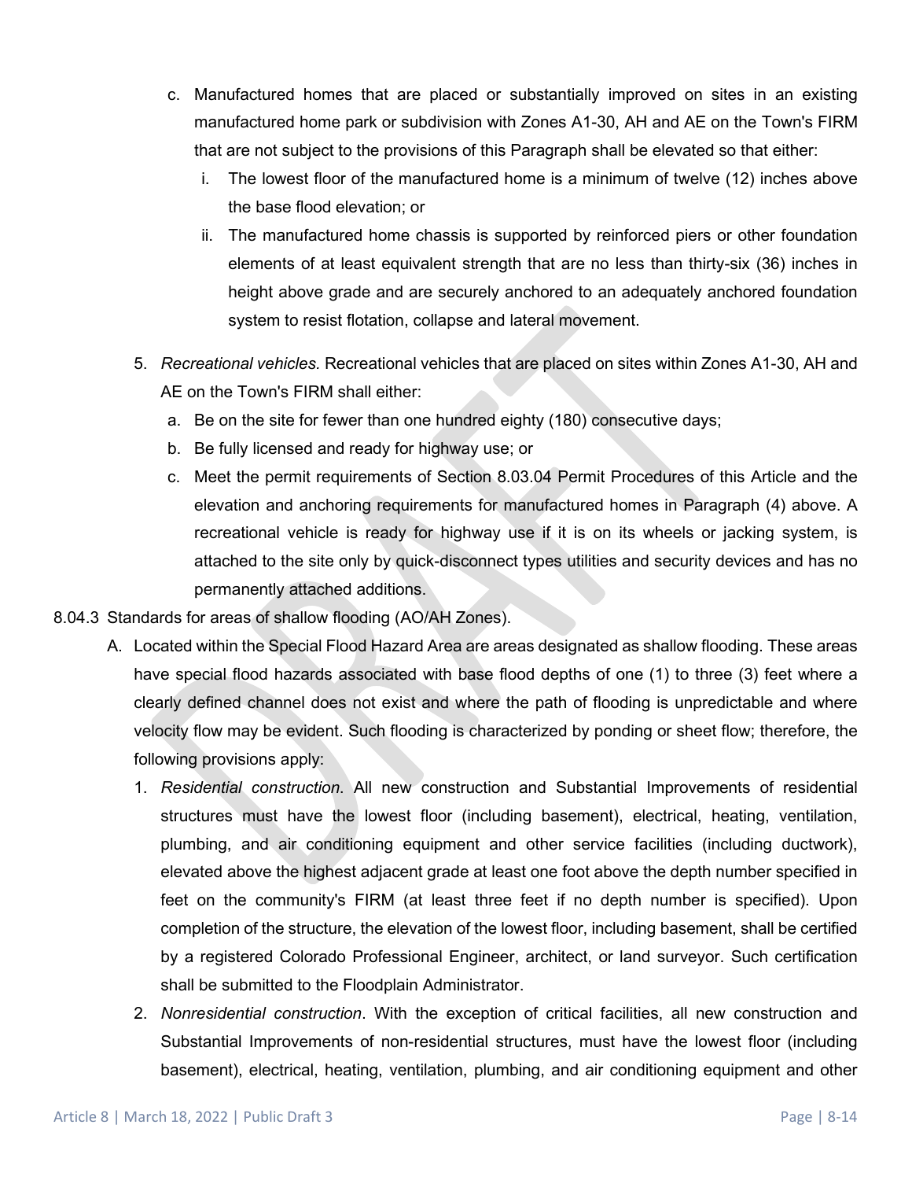c. Manufactured homes that are placed or substantially improved on sites in an existing manufactured home park or subdivision with Zones A1-30, AH and AE on the Town's FIRM that are not subject to the provisions of this Paragraph shall be elevated so that either:

   i. The lowest floor of the manufactured home is a minimum of twelve (12) inches above the base flood elevation; or

   ii. The manufactured home chassis is supported by reinforced piers or other foundation elements of at least equivalent strength that are no less than thirty-six (36) inches in height above grade and are securely anchored to an adequately anchored foundation system to resist flotation, collapse and lateral movement.

5. *Recreational vehicles.* Recreational vehicles that are placed on sites within Zones A1-30, AH and AE on the Town's FIRM shall either:

   a. Be on the site for fewer than one hundred eighty (180) consecutive days;

   b. Be fully licensed and ready for highway use; or

   c. Meet the permit requirements of Section 8.03.04 Permit Procedures of this Article and the elevation and anchoring requirements for manufactured homes in Paragraph (4) above. A recreational vehicle is ready for highway use if it is on its wheels or jacking system, is attached to the site only by quick-disconnect types utilities and security devices and has no permanently attached additions.

8.04.3 Standards for areas of shallow flooding (AO/AH Zones).

A. Located within the Special Flood Hazard Area are areas designated as shallow flooding. These areas have special flood hazards associated with base flood depths of one (1) to three (3) feet where a clearly defined channel does not exist and where the path of flooding is unpredictable and where velocity flow may be evident. Such flooding is characterized by ponding or sheet flow; therefore, the following provisions apply:

   1. *Residential construction.* All new construction and Substantial Improvements of residential structures must have the lowest floor (including basement), electrical, heating, ventilation, plumbing, and air conditioning equipment and other service facilities (including ductwork), elevated above the highest adjacent grade at least one foot above the depth number specified in feet on the community's FIRM (at least three feet if no depth number is specified). Upon completion of the structure, the elevation of the lowest floor, including basement, shall be certified by a registered Colorado Professional Engineer, architect, or land surveyor. Such certification shall be submitted to the Floodplain Administrator.

   2. *Nonresidential construction*. With the exception of critical facilities, all new construction and Substantial Improvements of non-residential structures, must have the lowest floor (including basement), electrical, heating, ventilation, plumbing, and air conditioning equipment and other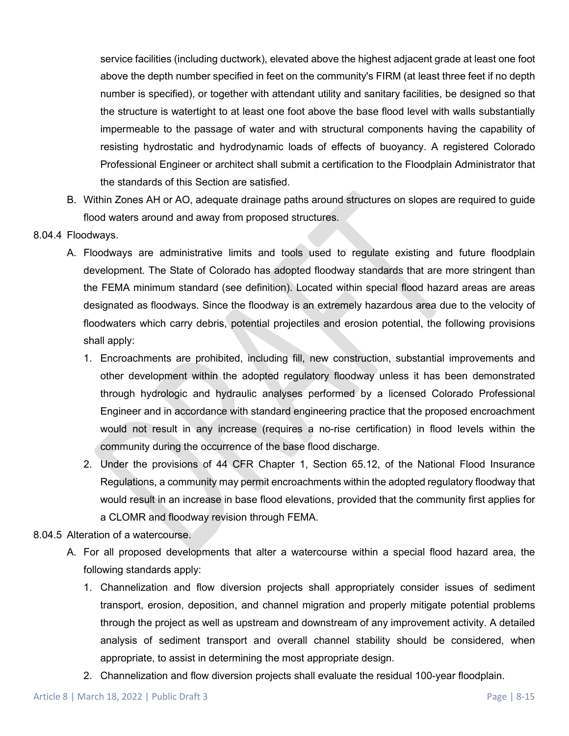service facilities (including ductwork), elevated above the highest adjacent grade at least one foot above the depth number specified in feet on the community's FIRM (at least three feet if no depth number is specified), or together with attendant utility and sanitary facilities, be designed so that the structure is watertight to at least one foot above the base flood level with walls substantially impermeable to the passage of water and with structural components having the capability of resisting hydrostatic and hydrodynamic loads of effects of buoyancy. A registered Colorado Professional Engineer or architect shall submit a certification to the Floodplain Administrator that the standards of this Section are satisfied.

B. Within Zones AH or AO, adequate drainage paths around structures on slopes are required to guide flood waters around and away from proposed structures.

8.04.4 Floodways.

A. Floodways are administrative limits and tools used to regulate existing and future floodplain development. The State of Colorado has adopted floodway standards that are more stringent than the FEMA minimum standard (see definition). Located within special flood hazard areas are areas designated as floodways. Since the floodway is an extremely hazardous area due to the velocity of floodwaters which carry debris, potential projectiles and erosion potential, the following provisions shall apply:

1. Encroachments are prohibited, including fill, new construction, substantial improvements and other development within the adopted regulatory floodway unless it has been demonstrated through hydrologic and hydraulic analyses performed by a licensed Colorado Professional Engineer and in accordance with standard engineering practice that the proposed encroachment would not result in any increase (requires a no-rise certification) in flood levels within the community during the occurrence of the base flood discharge.
2. Under the provisions of 44 CFR Chapter 1, Section 65.12, of the National Flood Insurance Regulations, a community may permit encroachments within the adopted regulatory floodway that would result in an increase in base flood elevations, provided that the community first applies for a CLOMR and floodway revision through FEMA.

8.04.5 Alteration of a watercourse.

A. For all proposed developments that alter a watercourse within a special flood hazard area, the following standards apply:

1. Channelization and flow diversion projects shall appropriately consider issues of sediment transport, erosion, deposition, and channel migration and properly mitigate potential problems through the project as well as upstream and downstream of any improvement activity. A detailed analysis of sediment transport and overall channel stability should be considered, when appropriate, to assist in determining the most appropriate design.
2. Channelization and flow diversion projects shall evaluate the residual 100-year floodplain.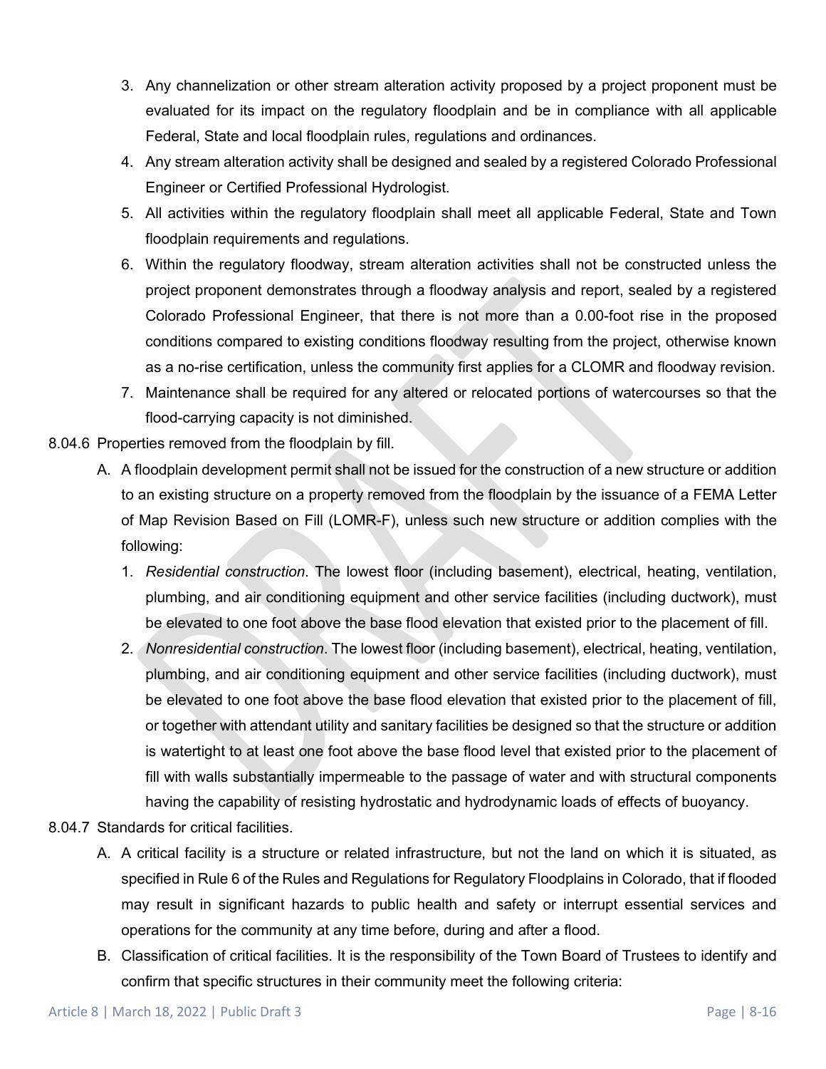3. Any channelization or other stream alteration activity proposed by a project proponent must be evaluated for its impact on the regulatory floodplain and be in compliance with all applicable Federal, State and local floodplain rules, regulations and ordinances.
4. Any stream alteration activity shall be designed and sealed by a registered Colorado Professional Engineer or Certified Professional Hydrologist.
5. All activities within the regulatory floodplain shall meet all applicable Federal, State and Town floodplain requirements and regulations.
6. Within the regulatory floodway, stream alteration activities shall not be constructed unless the project proponent demonstrates through a floodway analysis and report, sealed by a registered Colorado Professional Engineer, that there is not more than a 0.00-foot rise in the proposed conditions compared to existing conditions floodway resulting from the project, otherwise known as a no-rise certification, unless the community first applies for a CLOMR and floodway revision.
7. Maintenance shall be required for any altered or relocated portions of watercourses so that the flood-carrying capacity is not diminished.

8.04.6 Properties removed from the floodplain by fill.

A. A floodplain development permit shall not be issued for the construction of a new structure or addition to an existing structure on a property removed from the floodplain by the issuance of a FEMA Letter of Map Revision Based on Fill (LOMR-F), unless such new structure or addition complies with the following:

1. *Residential construction*. The lowest floor (including basement), electrical, heating, ventilation, plumbing, and air conditioning equipment and other service facilities (including ductwork), must be elevated to one foot above the base flood elevation that existed prior to the placement of fill.
2. *Nonresidential construction*. The lowest floor (including basement), electrical, heating, ventilation, plumbing, and air conditioning equipment and other service facilities (including ductwork), must be elevated to one foot above the base flood elevation that existed prior to the placement of fill, or together with attendant utility and sanitary facilities be designed so that the structure or addition is watertight to at least one foot above the base flood level that existed prior to the placement of fill with walls substantially impermeable to the passage of water and with structural components having the capability of resisting hydrostatic and hydrodynamic loads of effects of buoyancy.

8.04.7 Standards for critical facilities.

A. A critical facility is a structure or related infrastructure, but not the land on which it is situated, as specified in Rule 6 of the Rules and Regulations for Regulatory Floodplains in Colorado, that if flooded may result in significant hazards to public health and safety or interrupt essential services and operations for the community at any time before, during and after a flood.

B. Classification of critical facilities. It is the responsibility of the Town Board of Trustees to identify and confirm that specific structures in their community meet the following criteria: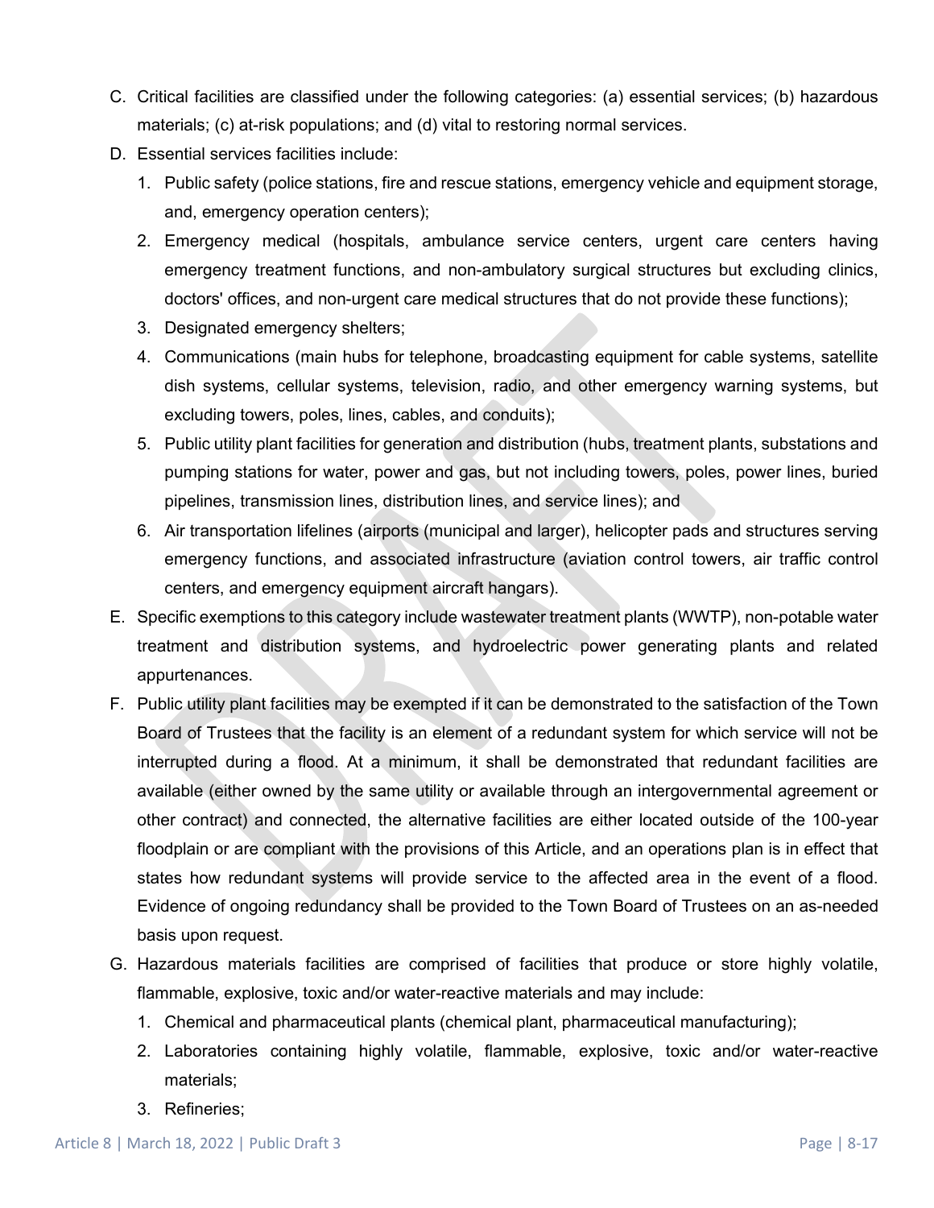C. Critical facilities are classified under the following categories: (a) essential services; (b) hazardous materials; (c) at-risk populations; and (d) vital to restoring normal services.

D. Essential services facilities include:

   1. Public safety (police stations, fire and rescue stations, emergency vehicle and equipment storage, and, emergency operation centers);
   2. Emergency medical (hospitals, ambulance service centers, urgent care centers having emergency treatment functions, and non-ambulatory surgical structures but excluding clinics, doctors' offices, and non-urgent care medical structures that do not provide these functions);
   3. Designated emergency shelters;
   4. Communications (main hubs for telephone, broadcasting equipment for cable systems, satellite dish systems, cellular systems, television, radio, and other emergency warning systems, but excluding towers, poles, lines, cables, and conduits);
   5. Public utility plant facilities for generation and distribution (hubs, treatment plants, substations and pumping stations for water, power and gas, but not including towers, poles, power lines, buried pipelines, transmission lines, distribution lines, and service lines); and
   6. Air transportation lifelines (airports (municipal and larger), helicopter pads and structures serving emergency functions, and associated infrastructure (aviation control towers, air traffic control centers, and emergency equipment aircraft hangars).

E. Specific exemptions to this category include wastewater treatment plants (WWTP), non-potable water treatment and distribution systems, and hydroelectric power generating plants and related appurtenances.

F. Public utility plant facilities may be exempted if it can be demonstrated to the satisfaction of the Town Board of Trustees that the facility is an element of a redundant system for which service will not be interrupted during a flood. At a minimum, it shall be demonstrated that redundant facilities are available (either owned by the same utility or available through an intergovernmental agreement or other contract) and connected, the alternative facilities are either located outside of the 100-year floodplain or are compliant with the provisions of this Article, and an operations plan is in effect that states how redundant systems will provide service to the affected area in the event of a flood. Evidence of ongoing redundancy shall be provided to the Town Board of Trustees on an as-needed basis upon request.

G. Hazardous materials facilities are comprised of facilities that produce or store highly volatile, flammable, explosive, toxic and/or water-reactive materials and may include:

   1. Chemical and pharmaceutical plants (chemical plant, pharmaceutical manufacturing);
   2. Laboratories containing highly volatile, flammable, explosive, toxic and/or water-reactive materials;
   3. Refineries;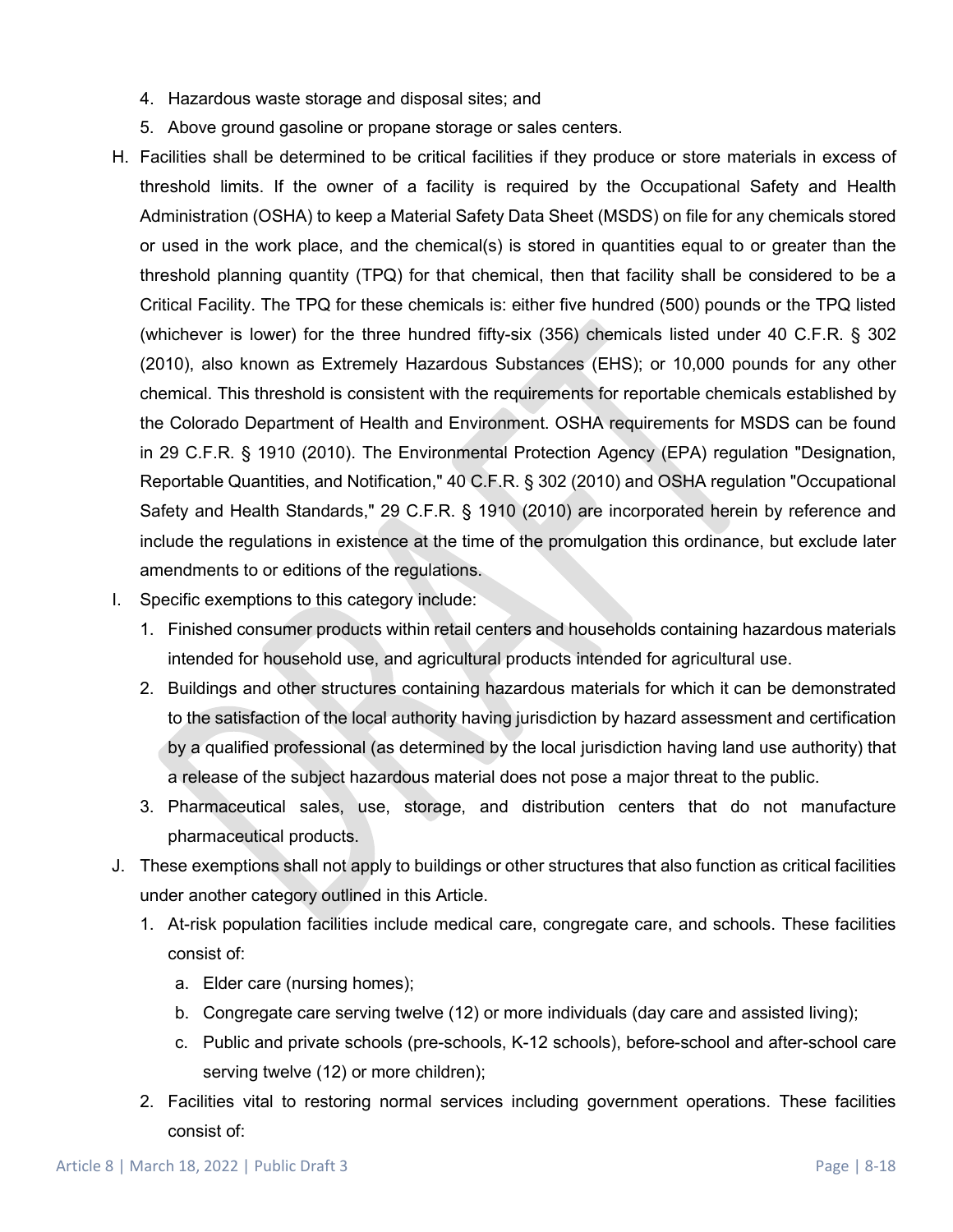4. Hazardous waste storage and disposal sites; and
5. Above ground gasoline or propane storage or sales centers.

H. Facilities shall be determined to be critical facilities if they produce or store materials in excess of threshold limits. If the owner of a facility is required by the Occupational Safety and Health Administration (OSHA) to keep a Material Safety Data Sheet (MSDS) on file for any chemicals stored or used in the work place, and the chemical(s) is stored in quantities equal to or greater than the threshold planning quantity (TPQ) for that chemical, then that facility shall be considered to be a Critical Facility. The TPQ for these chemicals is: either five hundred (500) pounds or the TPQ listed (whichever is lower) for the three hundred fifty-six (356) chemicals listed under 40 C.F.R. § 302 (2010), also known as Extremely Hazardous Substances (EHS); or 10,000 pounds for any other chemical. This threshold is consistent with the requirements for reportable chemicals established by the Colorado Department of Health and Environment. OSHA requirements for MSDS can be found in 29 C.F.R. § 1910 (2010). The Environmental Protection Agency (EPA) regulation "Designation, Reportable Quantities, and Notification," 40 C.F.R. § 302 (2010) and OSHA regulation "Occupational Safety and Health Standards," 29 C.F.R. § 1910 (2010) are incorporated herein by reference and include the regulations in existence at the time of the promulgation this ordinance, but exclude later amendments to or editions of the regulations.

I. Specific exemptions to this category include:
   1. Finished consumer products within retail centers and households containing hazardous materials intended for household use, and agricultural products intended for agricultural use.
   2. Buildings and other structures containing hazardous materials for which it can be demonstrated to the satisfaction of the local authority having jurisdiction by hazard assessment and certification by a qualified professional (as determined by the local jurisdiction having land use authority) that a release of the subject hazardous material does not pose a major threat to the public.
   3. Pharmaceutical sales, use, storage, and distribution centers that do not manufacture pharmaceutical products.

J. These exemptions shall not apply to buildings or other structures that also function as critical facilities under another category outlined in this Article.
   1. At-risk population facilities include medical care, congregate care, and schools. These facilities consist of:
      a. Elder care (nursing homes);
      b. Congregate care serving twelve (12) or more individuals (day care and assisted living);
      c. Public and private schools (pre-schools, K-12 schools), before-school and after-school care serving twelve (12) or more children);
   2. Facilities vital to restoring normal services including government operations. These facilities consist of: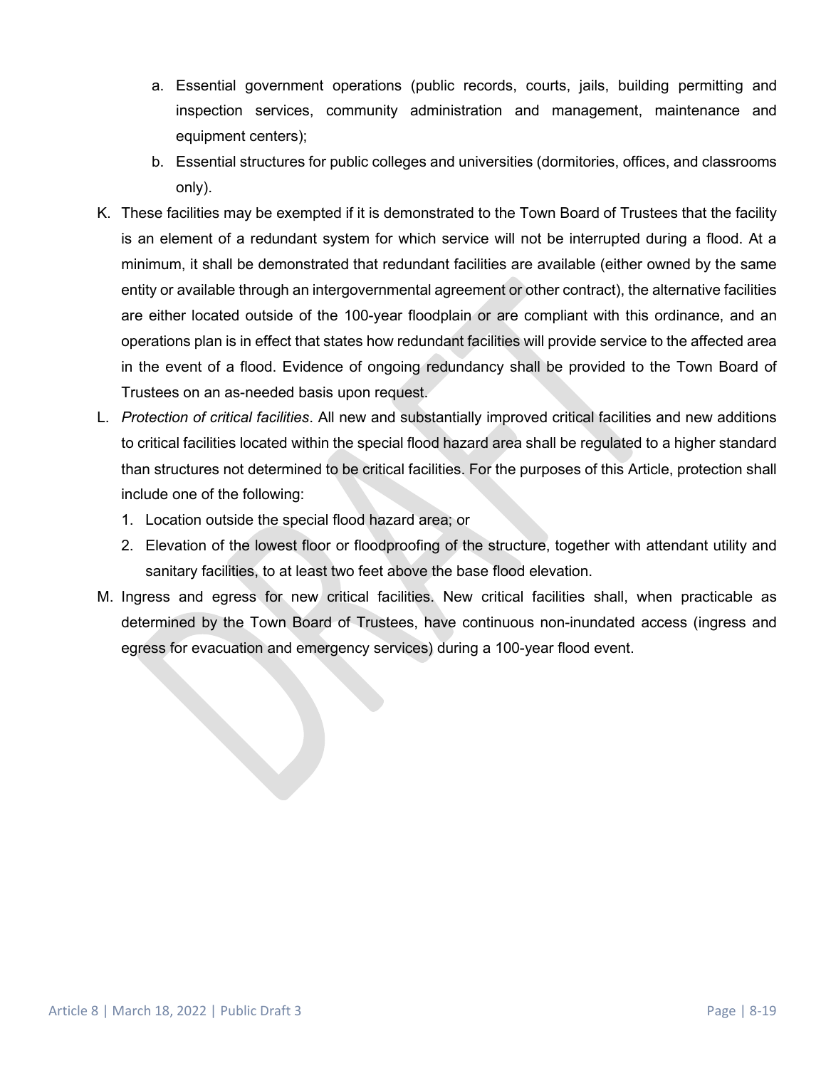a. Essential government operations (public records, courts, jails, building permitting and inspection services, community administration and management, maintenance and equipment centers);
b. Essential structures for public colleges and universities (dormitories, offices, and classrooms only).

K. These facilities may be exempted if it is demonstrated to the Town Board of Trustees that the facility is an element of a redundant system for which service will not be interrupted during a flood. At a minimum, it shall be demonstrated that redundant facilities are available (either owned by the same entity or available through an intergovernmental agreement or other contract), the alternative facilities are either located outside of the 100-year floodplain or are compliant with this ordinance, and an operations plan is in effect that states how redundant facilities will provide service to the affected area in the event of a flood. Evidence of ongoing redundancy shall be provided to the Town Board of Trustees on an as-needed basis upon request.

L. *Protection of critical facilities*. All new and substantially improved critical facilities and new additions to critical facilities located within the special flood hazard area shall be regulated to a higher standard than structures not determined to be critical facilities. For the purposes of this Article, protection shall include one of the following:
   1. Location outside the special flood hazard area; or
   2. Elevation of the lowest floor or floodproofing of the structure, together with attendant utility and sanitary facilities, to at least two feet above the base flood elevation.

M. Ingress and egress for new critical facilities. New critical facilities shall, when practicable as determined by the Town Board of Trustees, have continuous non-inundated access (ingress and egress for evacuation and emergency services) during a 100-year flood event.